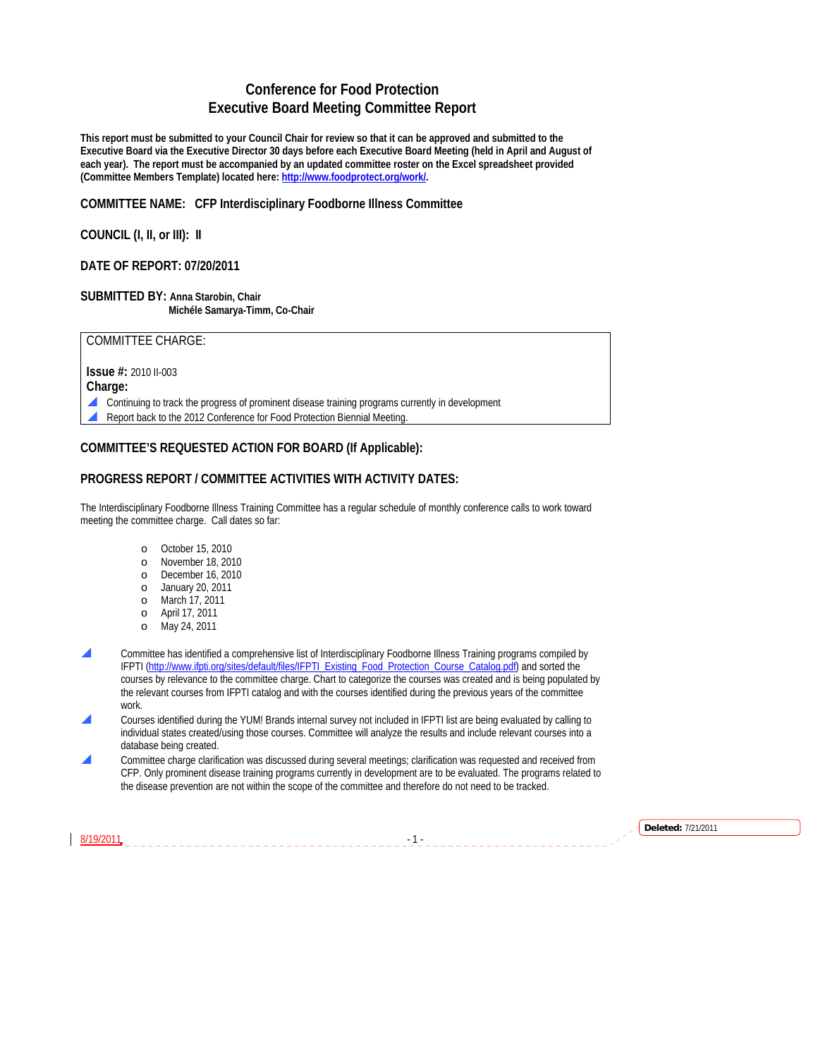# Conference for Food Protection
# Executive Board Meeting Committee Report

**This report must be submitted to your Council Chair for review so that it can be approved and submitted to the Executive Board via the Executive Director 30 days before each Executive Board Meeting (held in April and August of each year). The report must be accompanied by an updated committee roster on the Excel spreadsheet provided (Committee Members Template) located here: http://www.foodprotect.org/work/.**

**COMMITTEE NAME: CFP Interdisciplinary Foodborne Illness Committee**

**COUNCIL (I, II, or III): II**

**DATE OF REPORT: 07/20/2011**

**SUBMITTED BY: Anna Starobin, Chair**
**Michéle Samarya-Timm, Co-Chair**

COMMITTEE CHARGE:

**Issue #:** 2010 II-003

**Charge:**

- Continuing to track the progress of prominent disease training programs currently in development
- Report back to the 2012 Conference for Food Protection Biennial Meeting.

**COMMITTEE'S REQUESTED ACTION FOR BOARD (If Applicable):**

**PROGRESS REPORT / COMMITTEE ACTIVITIES WITH ACTIVITY DATES:**

The Interdisciplinary Foodborne Illness Training Committee has a regular schedule of monthly conference calls to work toward meeting the committee charge. Call dates so far:

- October 15, 2010
- November 18, 2010
- December 16, 2010
- January 20, 2011
- March 17, 2011
- April 17, 2011
- May 24, 2011

- Committee has identified a comprehensive list of Interdisciplinary Foodborne Illness Training programs compiled by IFPTI (http://www.ifpti.org/sites/default/files/IFPTI_Existing_Food_Protection_Course_Catalog.pdf) and sorted the courses by relevance to the committee charge. Chart to categorize the courses was created and is being populated by the relevant courses from IFPTI catalog and with the courses identified during the previous years of the committee work.
- Courses identified during the YUM! Brands internal survey not included in IFPTI list are being evaluated by calling to individual states created/using those courses. Committee will analyze the results and include relevant courses into a database being created.
- Committee charge clarification was discussed during several meetings; clarification was requested and received from CFP. Only prominent disease training programs currently in development are to be evaluated. The programs related to the disease prevention are not within the scope of the committee and therefore do not need to be tracked.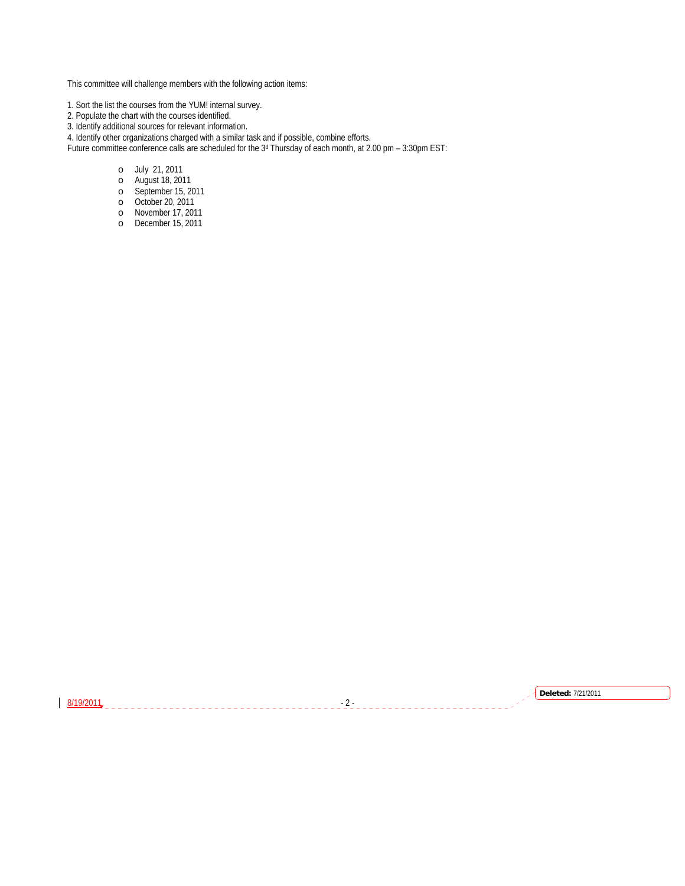This committee will challenge members with the following action items:

1. Sort the list the courses from the YUM! internal survey.
2. Populate the chart with the courses identified.
3. Identify additional sources for relevant information.
4. Identify other organizations charged with a similar task and if possible, combine efforts.

Future committee conference calls are scheduled for the 3d Thursday of each month, at 2.00 pm – 3:30pm EST:

- July 21, 2011
- August 18, 2011
- September 15, 2011
- October 20, 2011
- November 17, 2011
- December 15, 2011